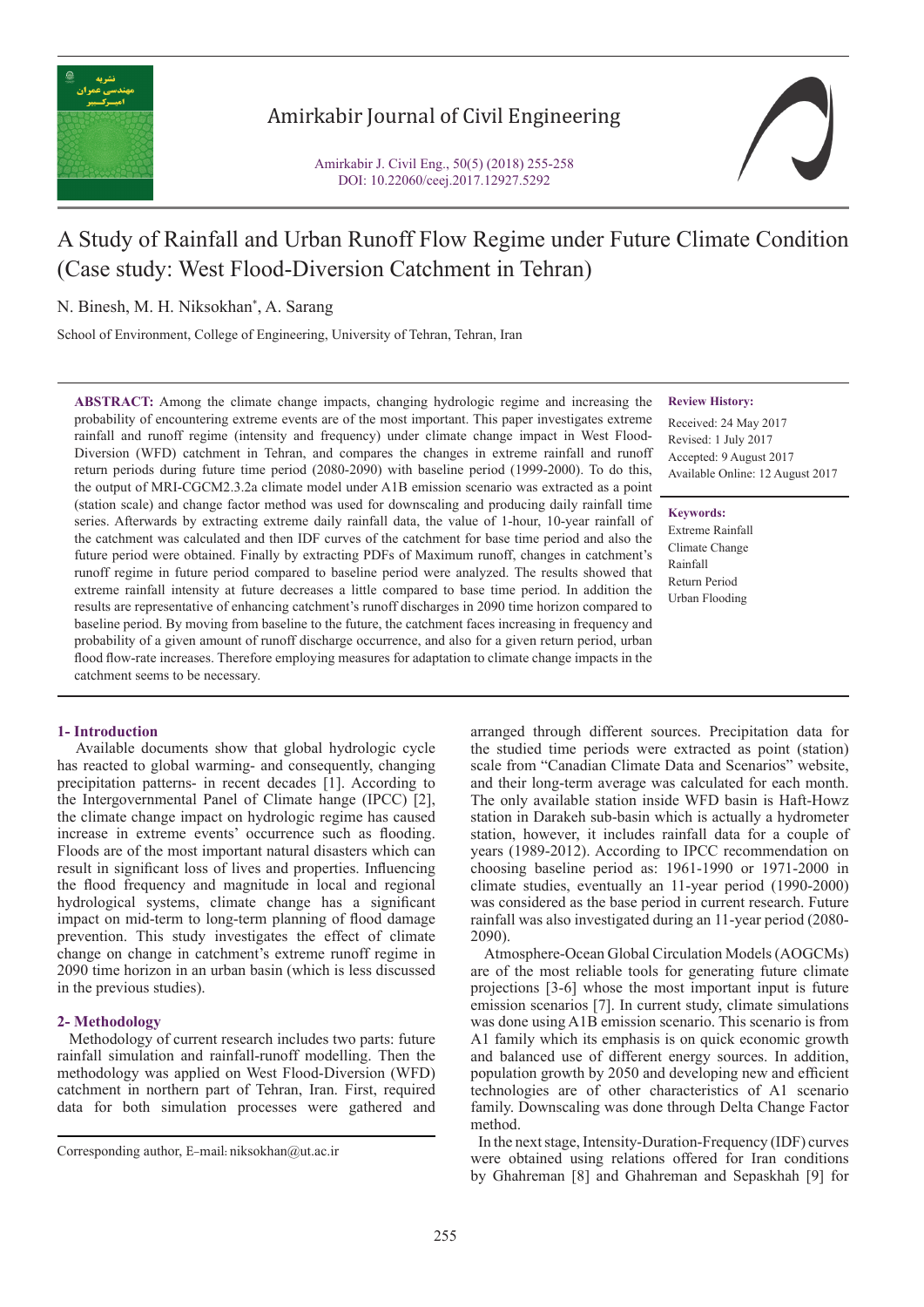# A Study of Rainfall and Urban Runoff Flow Regime under Future Climate Condition (Case study: West Flood-Diversion Catchment in Tehran)

N. Binesh, M. H. Niksokhan*, A. Sarang

School of Environment, College of Engineering, University of Tehran, Tehran, Iran

**ABSTRACT:** Among the climate change impacts, changing hydrologic regime and increasing the probability of encountering extreme events are of the most important. This paper investigates extreme rainfall and runoff regime (intensity and frequency) under climate change impact in West Flood-Diversion (WFD) catchment in Tehran, and compares the changes in extreme rainfall and runoff return periods during future time period (2080-2090) with baseline period (1999-2000). To do this, the output of MRI-CGCM2.3.2a climate model under A1B emission scenario was extracted as a point (station scale) and change factor method was used for downscaling and producing daily rainfall time series. Afterwards by extracting extreme daily rainfall data, the value of 1-hour, 10-year rainfall of the catchment was calculated and then IDF curves of the catchment for base time period and also the future period were obtained. Finally by extracting PDFs of Maximum runoff, changes in catchment's runoff regime in future period compared to baseline period were analyzed. The results showed that extreme rainfall intensity at future decreases a little compared to base time period. In addition the results are representative of enhancing catchment's runoff discharges in 2090 time horizon compared to baseline period. By moving from baseline to the future, the catchment faces increasing in frequency and probability of a given amount of runoff discharge occurrence, and also for a given return period, urban flood flow-rate increases. Therefore employing measures for adaptation to climate change impacts in the catchment seems to be necessary.

**Review History:**

Received: 24 May 2017
Revised: 1 July 2017
Accepted: 9 August 2017
Available Online: 12 August 2017

**Keywords:**

Extreme Rainfall
Climate Change
Rainfall
Return Period
Urban Flooding

## 1- Introduction

Available documents show that global hydrologic cycle has reacted to global warming- and consequently, changing precipitation patterns- in recent decades [1]. According to the Intergovernmental Panel of Climate hange (IPCC) [2], the climate change impact on hydrologic regime has caused increase in extreme events' occurrence such as flooding. Floods are of the most important natural disasters which can result in significant loss of lives and properties. Influencing the flood frequency and magnitude in local and regional hydrological systems, climate change has a significant impact on mid-term to long-term planning of flood damage prevention. This study investigates the effect of climate change on change in catchment's extreme runoff regime in 2090 time horizon in an urban basin (which is less discussed in the previous studies).

## 2- Methodology

Methodology of current research includes two parts: future rainfall simulation and rainfall-runoff modelling. Then the methodology was applied on West Flood-Diversion (WFD) catchment in northern part of Tehran, Iran. First, required data for both simulation processes were gathered and arranged through different sources. Precipitation data for the studied time periods were extracted as point (station) scale from "Canadian Climate Data and Scenarios" website, and their long-term average was calculated for each month. The only available station inside WFD basin is Haft-Howz station in Darakeh sub-basin which is actually a hydrometer station, however, it includes rainfall data for a couple of years (1989-2012). According to IPCC recommendation on choosing baseline period as: 1961-1990 or 1971-2000 in climate studies, eventually an 11-year period (1990-2000) was considered as the base period in current research. Future rainfall was also investigated during an 11-year period (2080-2090).

Atmosphere-Ocean Global Circulation Models (AOGCMs) are of the most reliable tools for generating future climate projections [3-6] whose the most important input is future emission scenarios [7]. In current study, climate simulations was done using A1B emission scenario. This scenario is from A1 family which its emphasis is on quick economic growth and balanced use of different energy sources. In addition, population growth by 2050 and developing new and efficient technologies are of other characteristics of A1 scenario family. Downscaling was done through Delta Change Factor method.

In the next stage, Intensity-Duration-Frequency (IDF) curves were obtained using relations offered for Iran conditions by Ghahreman [8] and Ghahreman and Sepaskhah [9] for

Corresponding author, E-mail: niksokhan@ut.ac.ir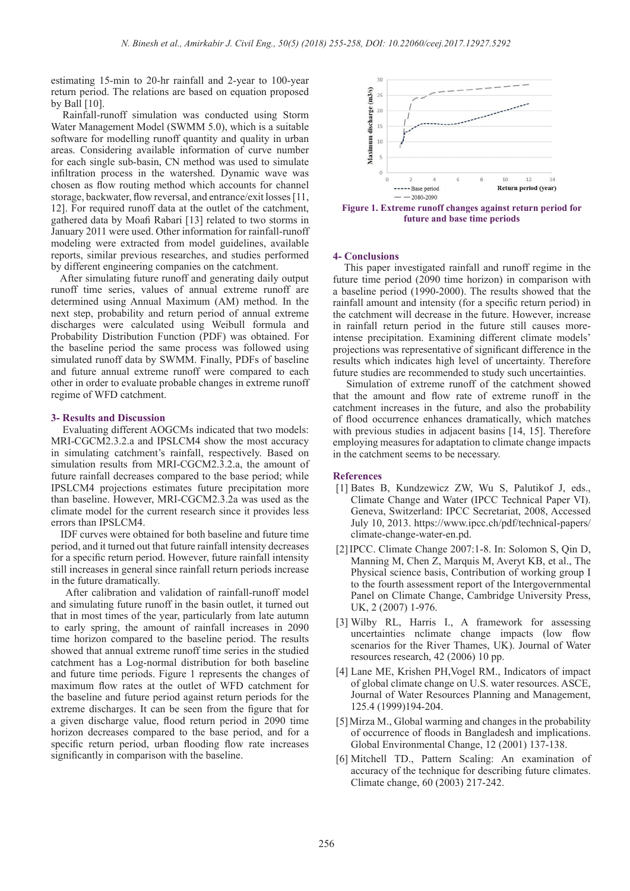estimating 15-min to 20-hr rainfall and 2-year to 100-year return period. The relations are based on equation proposed by Ball [10].

Rainfall-runoff simulation was conducted using Storm Water Management Model (SWMM 5.0), which is a suitable software for modelling runoff quantity and quality in urban areas. Considering available information of curve number for each single sub-basin, CN method was used to simulate infiltration process in the watershed. Dynamic wave was chosen as flow routing method which accounts for channel storage, backwater, flow reversal, and entrance/exit losses [11, 12]. For required runoff data at the outlet of the catchment, gathered data by Moafi Rabari [13] related to two storms in January 2011 were used. Other information for rainfall-runoff modeling were extracted from model guidelines, available reports, similar previous researches, and studies performed by different engineering companies on the catchment.

After simulating future runoff and generating daily output runoff time series, values of annual extreme runoff are determined using Annual Maximum (AM) method. In the next step, probability and return period of annual extreme discharges were calculated using Weibull formula and Probability Distribution Function (PDF) was obtained. For the baseline period the same process was followed using simulated runoff data by SWMM. Finally, PDFs of baseline and future annual extreme runoff were compared to each other in order to evaluate probable changes in extreme runoff regime of WFD catchment.

## 3- Results and Discussion

Evaluating different AOGCMs indicated that two models: MRI-CGCM2.3.2.a and IPSLCM4 show the most accuracy in simulating catchment's rainfall, respectively. Based on simulation results from MRI-CGCM2.3.2.a, the amount of future rainfall decreases compared to the base period; while IPSLCM4 projections estimates future precipitation more than baseline. However, MRI-CGCM2.3.2a was used as the climate model for the current research since it provides less errors than IPSLCM4.

IDF curves were obtained for both baseline and future time period, and it turned out that future rainfall intensity decreases for a specific return period. However, future rainfall intensity still increases in general since rainfall return periods increase in the future dramatically.

After calibration and validation of rainfall-runoff model and simulating future runoff in the basin outlet, it turned out that in most times of the year, particularly from late autumn to early spring, the amount of rainfall increases in 2090 time horizon compared to the baseline period. The results showed that annual extreme runoff time series in the studied catchment has a Log-normal distribution for both baseline and future time periods. Figure 1 represents the changes of maximum flow rates at the outlet of WFD catchment for the baseline and future period against return periods for the extreme discharges. It can be seen from the figure that for a given discharge value, flood return period in 2090 time horizon decreases compared to the base period, and for a specific return period, urban flooding flow rate increases significantly in comparison with the baseline.

**Figure 1. Extreme runoff changes against return period for future and base time periods**

## 4- Conclusions

This paper investigated rainfall and runoff regime in the future time period (2090 time horizon) in comparison with a baseline period (1990-2000). The results showed that the rainfall amount and intensity (for a specific return period) in the catchment will decrease in the future. However, increase in rainfall return period in the future still causes more-intense precipitation. Examining different climate models' projections was representative of significant difference in the results which indicates high level of uncertainty. Therefore future studies are recommended to study such uncertainties.

Simulation of extreme runoff of the catchment showed that the amount and flow rate of extreme runoff in the catchment increases in the future, and also the probability of flood occurrence enhances dramatically, which matches with previous studies in adjacent basins [14, 15]. Therefore employing measures for adaptation to climate change impacts in the catchment seems to be necessary.

## References

[1] Bates B, Kundzewicz ZW, Wu S, Palutikof J, eds., Climate Change and Water (IPCC Technical Paper VI). Geneva, Switzerland: IPCC Secretariat, 2008, Accessed July 10, 2013. https://www.ipcc.ch/pdf/technical-papers/climate-change-water-en.pd.

[2] IPCC. Climate Change 2007:1-8. In: Solomon S, Qin D, Manning M, Chen Z, Marquis M, Averyt KB, et al., The Physical science basis, Contribution of working group I to the fourth assessment report of the Intergovernmental Panel on Climate Change, Cambridge University Press, UK, 2 (2007) 1-976.

[3] Wilby RL, Harris I., A framework for assessing uncertainties nclimate change impacts (low flow scenarios for the River Thames, UK). Journal of Water resources research, 42 (2006) 10 pp.

[4] Lane ME, Krishen PH,Vogel RM., Indicators of impact of global climate change on U.S. water resources. ASCE, Journal of Water Resources Planning and Management, 125.4 (1999)194-204.

[5] Mirza M., Global warming and changes in the probability of occurrence of floods in Bangladesh and implications. Global Environmental Change, 12 (2001) 137-138.

[6] Mitchell TD., Pattern Scaling: An examination of accuracy of the technique for describing future climates. Climate change, 60 (2003) 217-242.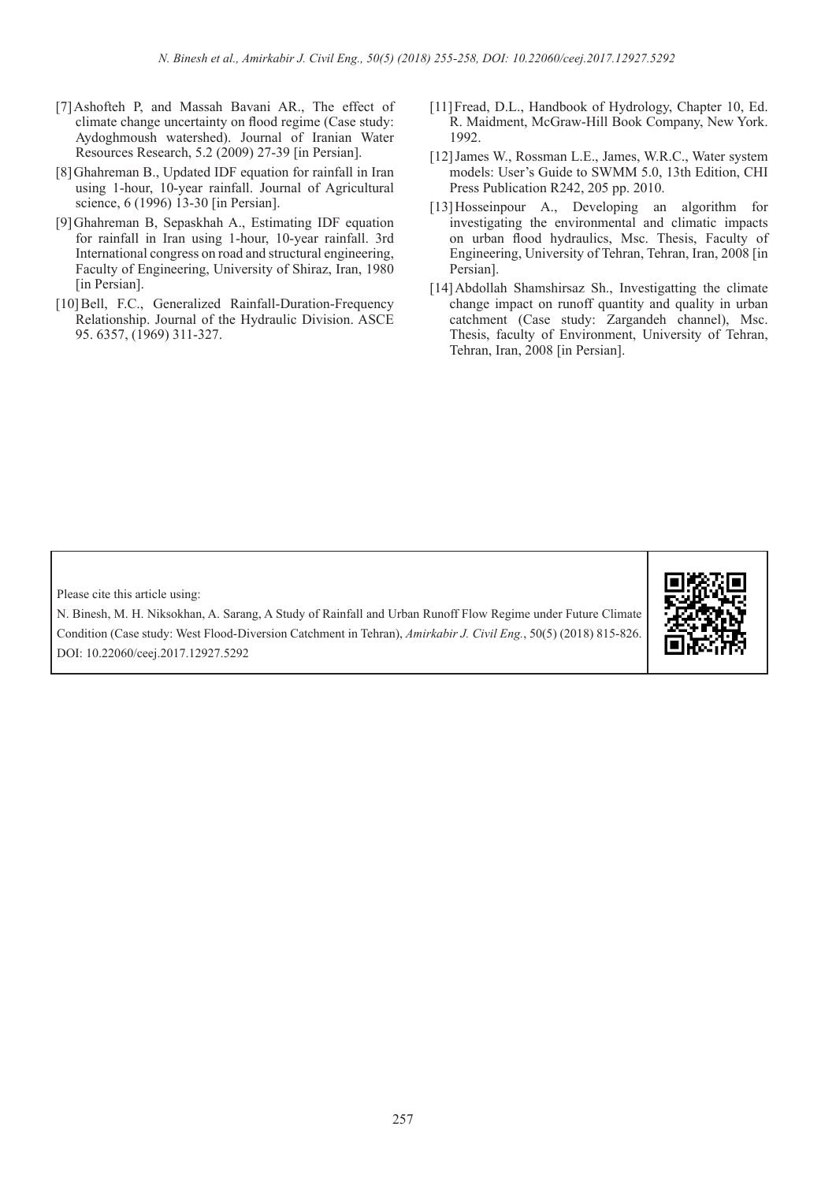[7] Ashofteh P, and Massah Bavani AR., The effect of climate change uncertainty on flood regime (Case study: Aydoghmoush watershed). Journal of Iranian Water Resources Research, 5.2 (2009) 27-39 [in Persian].

[8] Ghahreman B., Updated IDF equation for rainfall in Iran using 1-hour, 10-year rainfall. Journal of Agricultural science, 6 (1996) 13-30 [in Persian].

[9] Ghahreman B, Sepaskhah A., Estimating IDF equation for rainfall in Iran using 1-hour, 10-year rainfall. 3rd International congress on road and structural engineering, Faculty of Engineering, University of Shiraz, Iran, 1980 [in Persian].

[10] Bell, F.C., Generalized Rainfall-Duration-Frequency Relationship. Journal of the Hydraulic Division. ASCE 95. 6357, (1969) 311-327.

[11] Fread, D.L., Handbook of Hydrology, Chapter 10, Ed. R. Maidment, McGraw-Hill Book Company, New York. 1992.

[12] James W., Rossman L.E., James, W.R.C., Water system models: User's Guide to SWMM 5.0, 13th Edition, CHI Press Publication R242, 205 pp. 2010.

[13] Hosseinpour A., Developing an algorithm for investigating the environmental and climatic impacts on urban flood hydraulics, Msc. Thesis, Faculty of Engineering, University of Tehran, Tehran, Iran, 2008 [in Persian].

[14] Abdollah Shamshirsaz Sh., Investigatting the climate change impact on runoff quantity and quality in urban catchment (Case study: Zargandeh channel), Msc. Thesis, faculty of Environment, University of Tehran, Tehran, Iran, 2008 [in Persian].

Please cite this article using:

N. Binesh, M. H. Niksokhan, A. Sarang, A Study of Rainfall and Urban Runoff Flow Regime under Future Climate Condition (Case study: West Flood-Diversion Catchment in Tehran), *Amirkabir J. Civil Eng.*, 50(5) (2018) 815-826. DOI: 10.22060/ceej.2017.12927.5292